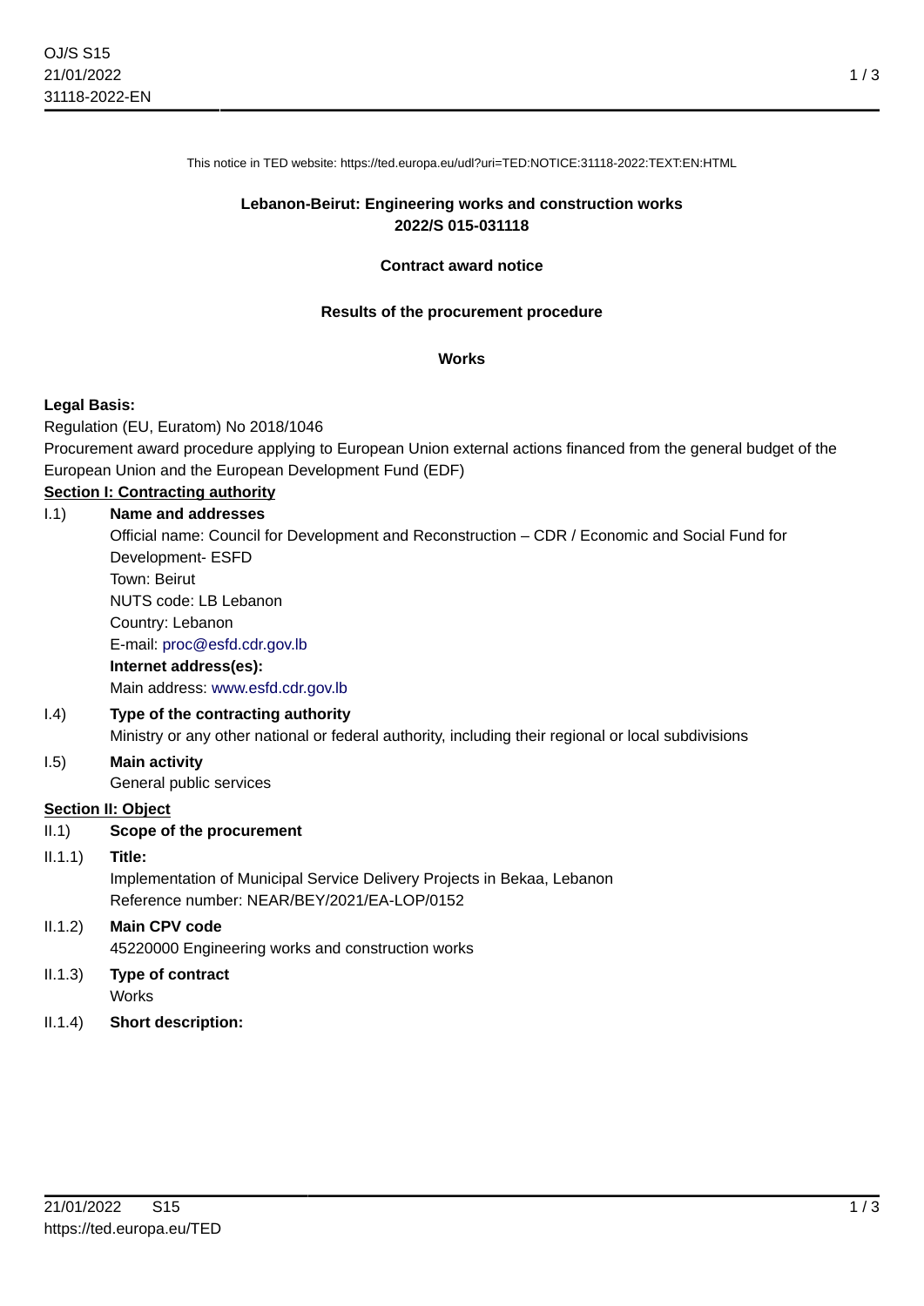This notice in TED website: https://ted.europa.eu/udl?uri=TED:NOTICE:31118-2022:TEXT:EN:HTML

**Lebanon-Beirut: Engineering works and construction works**
**2022/S 015-031118**

**Contract award notice**

**Results of the procurement procedure**

**Works**

**Legal Basis:**

Regulation (EU, Euratom) No 2018/1046

Procurement award procedure applying to European Union external actions financed from the general budget of the European Union and the European Development Fund (EDF)

**Section I: Contracting authority**

I.1) **Name and addresses**

Official name: Council for Development and Reconstruction – CDR / Economic and Social Fund for Development- ESFD

Town: Beirut

NUTS code: LB Lebanon

Country: Lebanon

E-mail: proc@esfd.cdr.gov.lb

**Internet address(es):**

Main address: www.esfd.cdr.gov.lb

I.4) **Type of the contracting authority**

Ministry or any other national or federal authority, including their regional or local subdivisions

I.5) **Main activity**

General public services

**Section II: Object**

II.1) **Scope of the procurement**

II.1.1) **Title:**

Implementation of Municipal Service Delivery Projects in Bekaa, Lebanon

Reference number: NEAR/BEY/2021/EA-LOP/0152

II.1.2) **Main CPV code**

45220000 Engineering works and construction works

II.1.3) **Type of contract**

Works

II.1.4) **Short description:**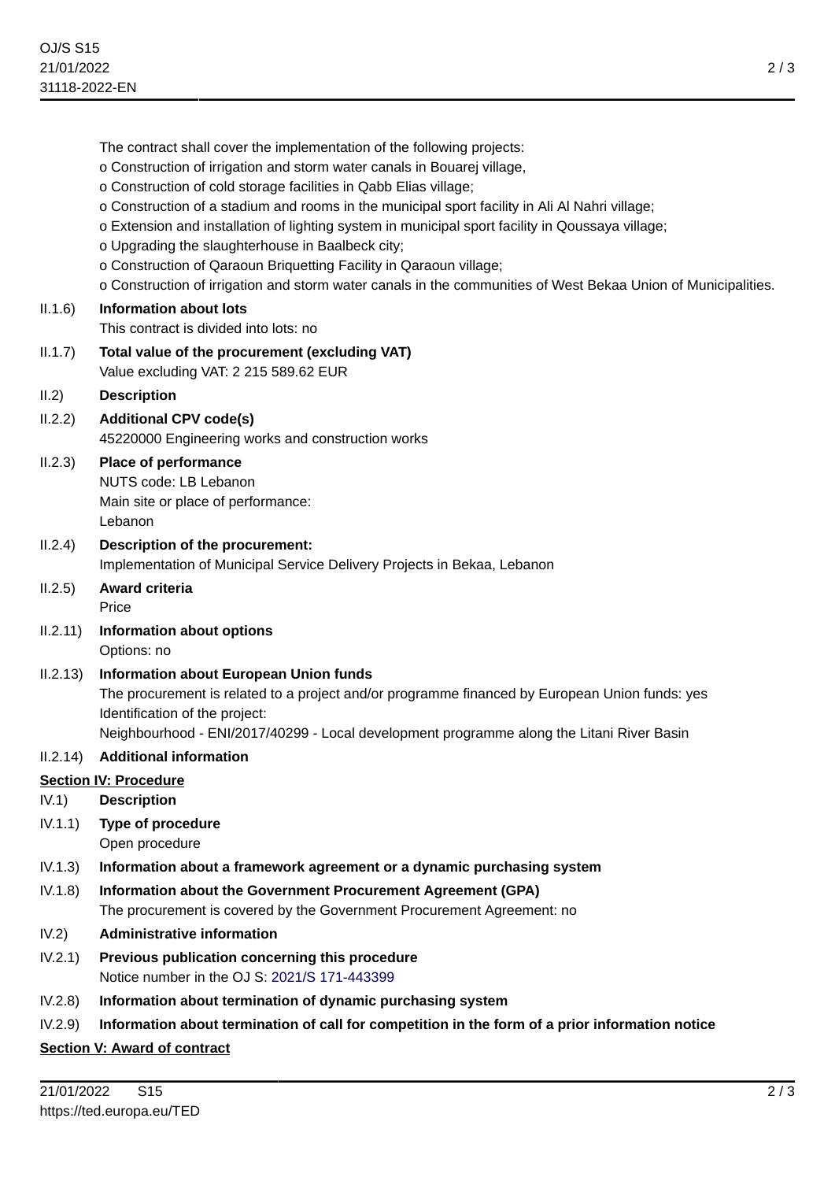The contract shall cover the implementation of the following projects:

o Construction of irrigation and storm water canals in Bouarej village,

o Construction of cold storage facilities in Qabb Elias village;

o Construction of a stadium and rooms in the municipal sport facility in Ali Al Nahri village;

o Extension and installation of lighting system in municipal sport facility in Qoussaya village;

o Upgrading the slaughterhouse in Baalbeck city;

o Construction of Qaraoun Briquetting Facility in Qaraoun village;

o Construction of irrigation and storm water canals in the communities of West Bekaa Union of Municipalities.

II.1.6) **Information about lots**

This contract is divided into lots: no

II.1.7) **Total value of the procurement (excluding VAT)**

Value excluding VAT: 2 215 589.62 EUR

II.2) **Description**

II.2.2) **Additional CPV code(s)**

45220000 Engineering works and construction works

II.2.3) **Place of performance**

NUTS code: LB Lebanon

Main site or place of performance:

Lebanon

II.2.4) **Description of the procurement:**

Implementation of Municipal Service Delivery Projects in Bekaa, Lebanon

II.2.5) **Award criteria**

Price

II.2.11) **Information about options**

Options: no

II.2.13) **Information about European Union funds**

The procurement is related to a project and/or programme financed by European Union funds: yes

Identification of the project:

Neighbourhood - ENI/2017/40299 - Local development programme along the Litani River Basin

II.2.14) **Additional information**

## Section IV: Procedure

IV.1) **Description**

IV.1.1) **Type of procedure**

Open procedure

IV.1.3) **Information about a framework agreement or a dynamic purchasing system**

IV.1.8) **Information about the Government Procurement Agreement (GPA)**

The procurement is covered by the Government Procurement Agreement: no

IV.2) **Administrative information**

IV.2.1) **Previous publication concerning this procedure**

Notice number in the OJ S: 2021/S 171-443399

IV.2.8) **Information about termination of dynamic purchasing system**

IV.2.9) **Information about termination of call for competition in the form of a prior information notice**

## Section V: Award of contract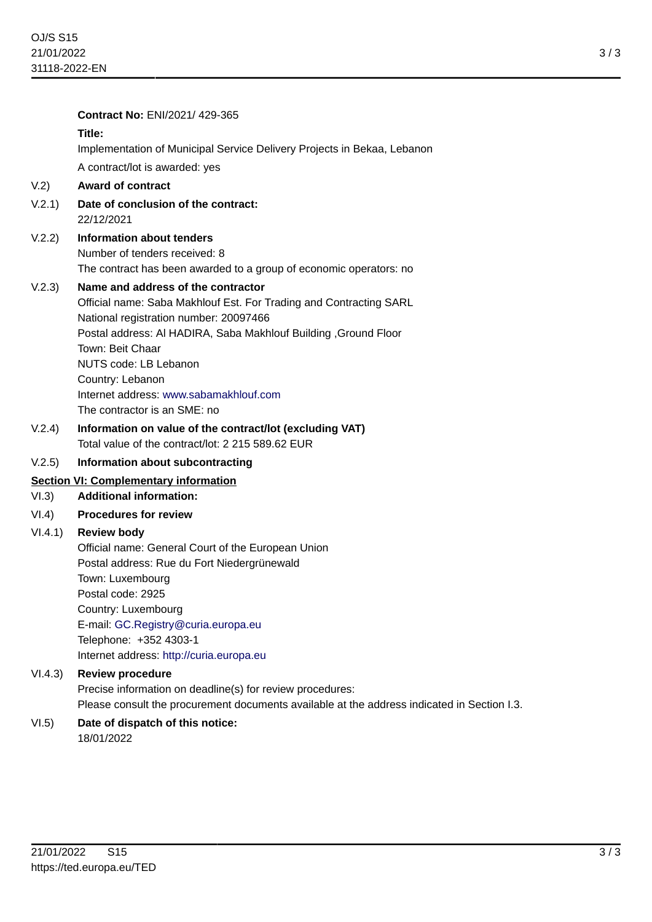**Contract No:** ENI/2021/ 429-365

**Title:**

Implementation of Municipal Service Delivery Projects in Bekaa, Lebanon

A contract/lot is awarded: yes

V.2) **Award of contract**

V.2.1) **Date of conclusion of the contract:**
22/12/2021

V.2.2) **Information about tenders**
Number of tenders received: 8
The contract has been awarded to a group of economic operators: no

V.2.3) **Name and address of the contractor**
Official name: Saba Makhlouf Est. For Trading and Contracting SARL
National registration number: 20097466
Postal address: Al HADIRA, Saba Makhlouf Building ,Ground Floor
Town: Beit Chaar
NUTS code: LB Lebanon
Country: Lebanon
Internet address: www.sabamakhlouf.com
The contractor is an SME: no

V.2.4) **Information on value of the contract/lot (excluding VAT)**
Total value of the contract/lot: 2 215 589.62 EUR

V.2.5) **Information about subcontracting**

## Section VI: Complementary information

VI.3) **Additional information:**

VI.4) **Procedures for review**

VI.4.1) **Review body**
Official name: General Court of the European Union
Postal address: Rue du Fort Niedergrünewald
Town: Luxembourg
Postal code: 2925
Country: Luxembourg
E-mail: GC.Registry@curia.europa.eu
Telephone: +352 4303-1
Internet address: http://curia.europa.eu

VI.4.3) **Review procedure**
Precise information on deadline(s) for review procedures:
Please consult the procurement documents available at the address indicated in Section I.3.

VI.5) **Date of dispatch of this notice:**
18/01/2022